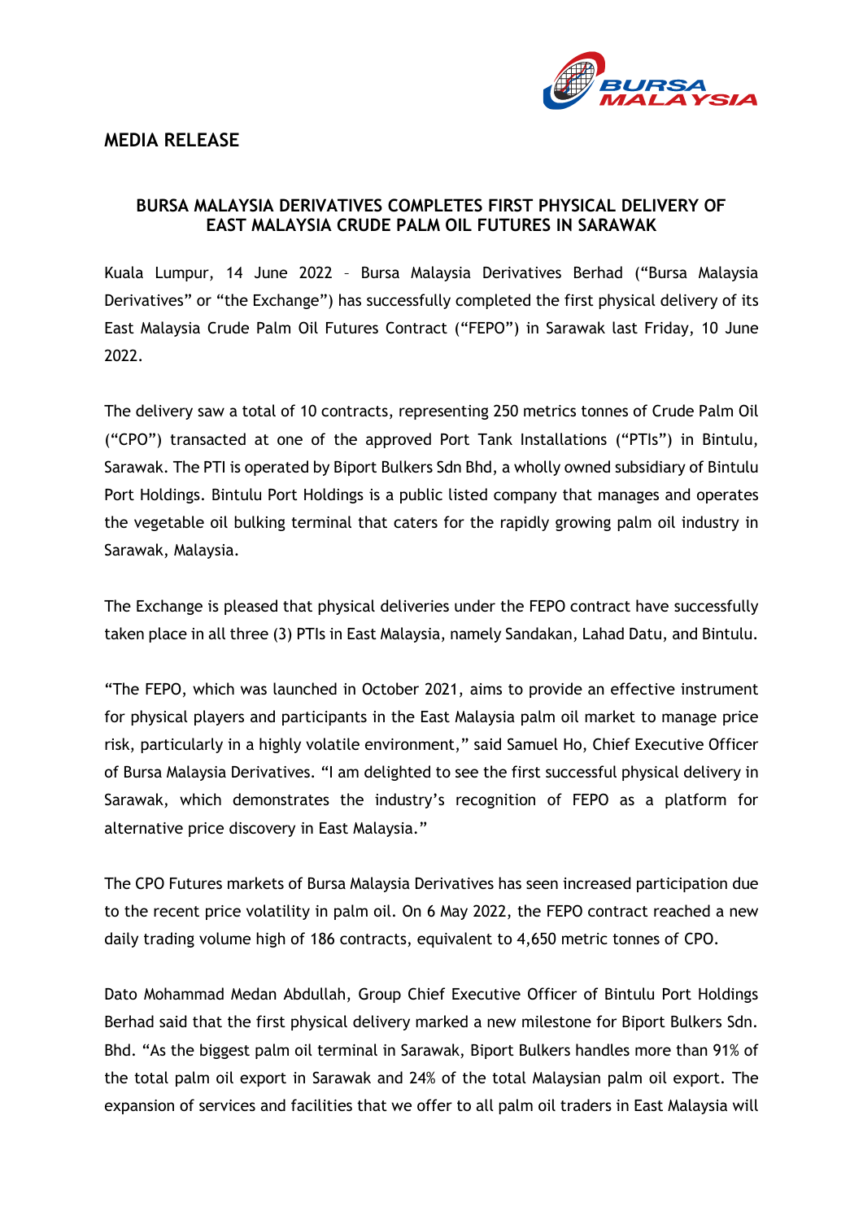## MEDIA RELEASE

### BURSA MALAYSIA DERIVATIVES COMPLETES FIRST PHYSICAL DELIVERY OF EAST MALAYSIA CRUDE PALM OIL FUTURES IN SARAWAK

Kuala Lumpur, 14 June 2022 – Bursa Malaysia Derivatives Berhad ("Bursa Malaysia Derivatives" or "the Exchange") has successfully completed the first physical delivery of its East Malaysia Crude Palm Oil Futures Contract ("FEPO") in Sarawak last Friday, 10 June 2022.

The delivery saw a total of 10 contracts, representing 250 metrics tonnes of Crude Palm Oil ("CPO") transacted at one of the approved Port Tank Installations ("PTIs") in Bintulu, Sarawak. The PTI is operated by Biport Bulkers Sdn Bhd, a wholly owned subsidiary of Bintulu Port Holdings. Bintulu Port Holdings is a public listed company that manages and operates the vegetable oil bulking terminal that caters for the rapidly growing palm oil industry in Sarawak, Malaysia.

The Exchange is pleased that physical deliveries under the FEPO contract have successfully taken place in all three (3) PTIs in East Malaysia, namely Sandakan, Lahad Datu, and Bintulu.

"The FEPO, which was launched in October 2021, aims to provide an effective instrument for physical players and participants in the East Malaysia palm oil market to manage price risk, particularly in a highly volatile environment," said Samuel Ho, Chief Executive Officer of Bursa Malaysia Derivatives. "I am delighted to see the first successful physical delivery in Sarawak, which demonstrates the industry's recognition of FEPO as a platform for alternative price discovery in East Malaysia."

The CPO Futures markets of Bursa Malaysia Derivatives has seen increased participation due to the recent price volatility in palm oil. On 6 May 2022, the FEPO contract reached a new daily trading volume high of 186 contracts, equivalent to 4,650 metric tonnes of CPO.

Dato Mohammad Medan Abdullah, Group Chief Executive Officer of Bintulu Port Holdings Berhad said that the first physical delivery marked a new milestone for Biport Bulkers Sdn. Bhd. "As the biggest palm oil terminal in Sarawak, Biport Bulkers handles more than 91% of the total palm oil export in Sarawak and 24% of the total Malaysian palm oil export. The expansion of services and facilities that we offer to all palm oil traders in East Malaysia will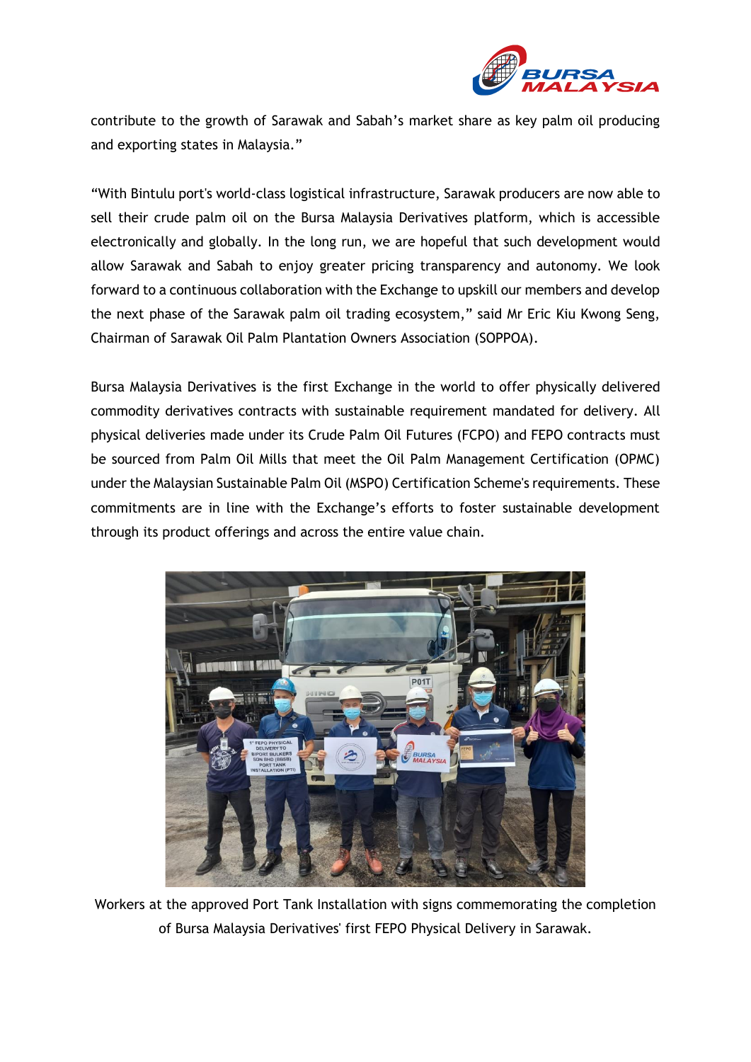contribute to the growth of Sarawak and Sabah's market share as key palm oil producing and exporting states in Malaysia."

"With Bintulu port's world-class logistical infrastructure, Sarawak producers are now able to sell their crude palm oil on the Bursa Malaysia Derivatives platform, which is accessible electronically and globally. In the long run, we are hopeful that such development would allow Sarawak and Sabah to enjoy greater pricing transparency and autonomy. We look forward to a continuous collaboration with the Exchange to upskill our members and develop the next phase of the Sarawak palm oil trading ecosystem," said Mr Eric Kiu Kwong Seng, Chairman of Sarawak Oil Palm Plantation Owners Association (SOPPOA).

Bursa Malaysia Derivatives is the first Exchange in the world to offer physically delivered commodity derivatives contracts with sustainable requirement mandated for delivery. All physical deliveries made under its Crude Palm Oil Futures (FCPO) and FEPO contracts must be sourced from Palm Oil Mills that meet the Oil Palm Management Certification (OPMC) under the Malaysian Sustainable Palm Oil (MSPO) Certification Scheme's requirements. These commitments are in line with the Exchange's efforts to foster sustainable development through its product offerings and across the entire value chain.

Workers at the approved Port Tank Installation with signs commemorating the completion of Bursa Malaysia Derivatives' first FEPO Physical Delivery in Sarawak.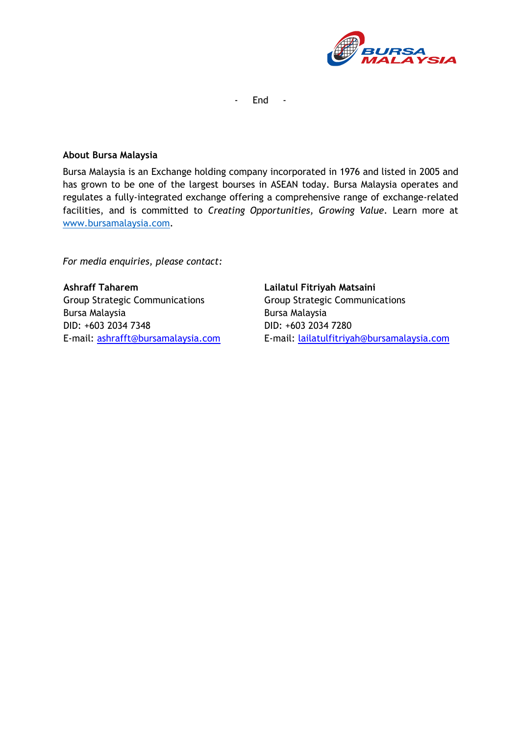- End -

**About Bursa Malaysia**

Bursa Malaysia is an Exchange holding company incorporated in 1976 and listed in 2005 and has grown to be one of the largest bourses in ASEAN today. Bursa Malaysia operates and regulates a fully-integrated exchange offering a comprehensive range of exchange-related facilities, and is committed to *Creating Opportunities, Growing Value*. Learn more at www.bursamalaysia.com.

*For media enquiries, please contact:*

**Ashraff Taharem**
Group Strategic Communications
Bursa Malaysia
DID: +603 2034 7348
E-mail: ashrafft@bursamalaysia.com

**Lailatul Fitriyah Matsaini**
Group Strategic Communications
Bursa Malaysia
DID: +603 2034 7280
E-mail: lailatulfitriyah@bursamalaysia.com